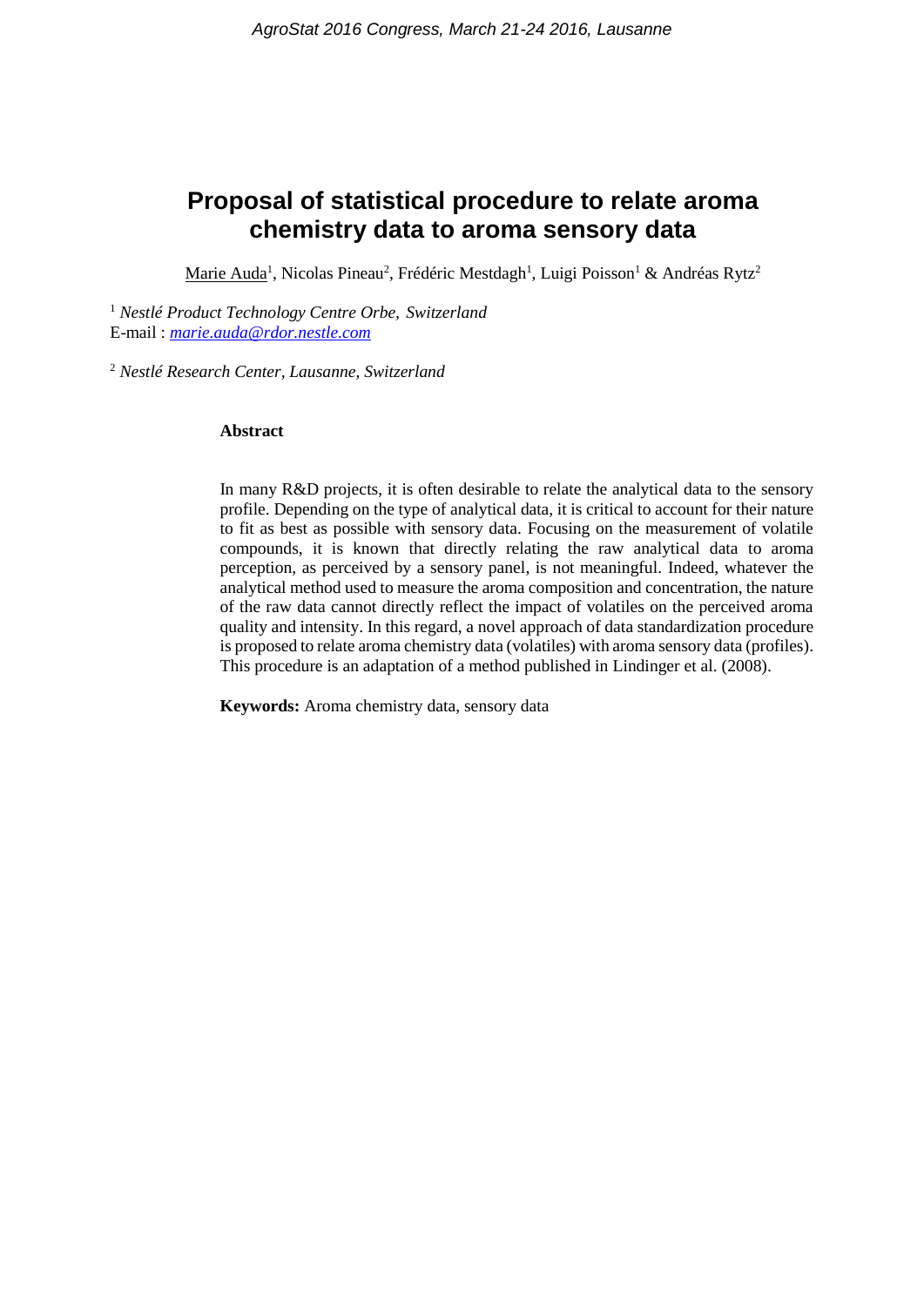# Proposal of statistical procedure to relate aroma chemistry data to aroma sensory data

Marie Auda[1], Nicolas Pineau[2], Frédéric Mestdagh[1], Luigi Poisson[1] & Andréas Rytz[2]

[1] *Nestlé Product Technology Centre Orbe, Switzerland*
E-mail : *marie.auda@rdor.nestle.com*

[2] *Nestlé Research Center, Lausanne, Switzerland*

**Abstract**

In many R&D projects, it is often desirable to relate the analytical data to the sensory profile. Depending on the type of analytical data, it is critical to account for their nature to fit as best as possible with sensory data. Focusing on the measurement of volatile compounds, it is known that directly relating the raw analytical data to aroma perception, as perceived by a sensory panel, is not meaningful. Indeed, whatever the analytical method used to measure the aroma composition and concentration, the nature of the raw data cannot directly reflect the impact of volatiles on the perceived aroma quality and intensity. In this regard, a novel approach of data standardization procedure is proposed to relate aroma chemistry data (volatiles) with aroma sensory data (profiles). This procedure is an adaptation of a method published in Lindinger et al. (2008).

**Keywords:** Aroma chemistry data, sensory data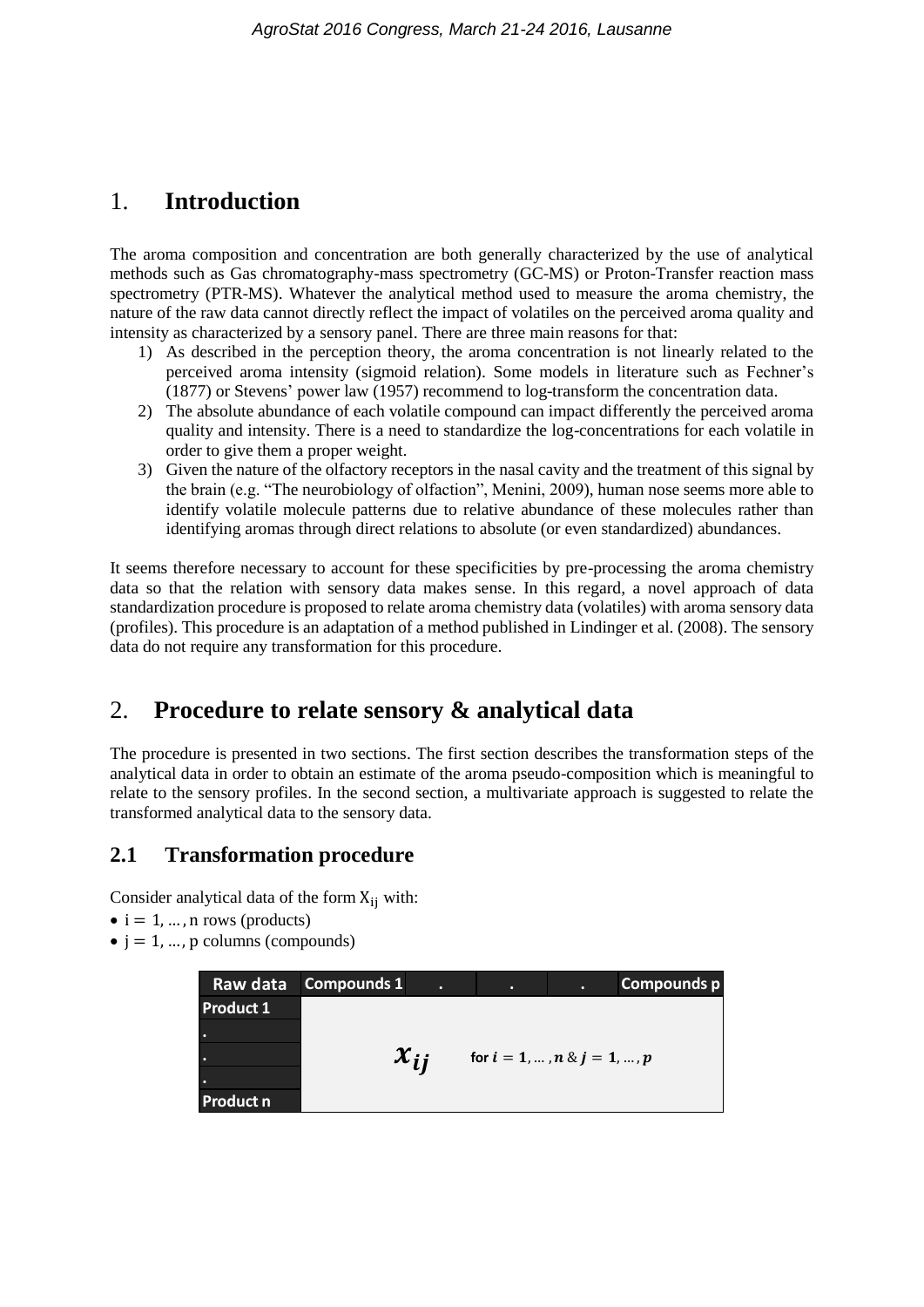# 1. Introduction

The aroma composition and concentration are both generally characterized by the use of analytical methods such as Gas chromatography-mass spectrometry (GC-MS) or Proton-Transfer reaction mass spectrometry (PTR-MS). Whatever the analytical method used to measure the aroma chemistry, the nature of the raw data cannot directly reflect the impact of volatiles on the perceived aroma quality and intensity as characterized by a sensory panel. There are three main reasons for that:

1) As described in the perception theory, the aroma concentration is not linearly related to the perceived aroma intensity (sigmoid relation). Some models in literature such as Fechner's (1877) or Stevens' power law (1957) recommend to log-transform the concentration data.
2) The absolute abundance of each volatile compound can impact differently the perceived aroma quality and intensity. There is a need to standardize the log-concentrations for each volatile in order to give them a proper weight.
3) Given the nature of the olfactory receptors in the nasal cavity and the treatment of this signal by the brain (e.g. "The neurobiology of olfaction", Menini, 2009), human nose seems more able to identify volatile molecule patterns due to relative abundance of these molecules rather than identifying aromas through direct relations to absolute (or even standardized) abundances.

It seems therefore necessary to account for these specificities by pre-processing the aroma chemistry data so that the relation with sensory data makes sense. In this regard, a novel approach of data standardization procedure is proposed to relate aroma chemistry data (volatiles) with aroma sensory data (profiles). This procedure is an adaptation of a method published in Lindinger et al. (2008). The sensory data do not require any transformation for this procedure.

# 2. Procedure to relate sensory & analytical data

The procedure is presented in two sections. The first section describes the transformation steps of the analytical data in order to obtain an estimate of the aroma pseudo-composition which is meaningful to relate to the sensory profiles. In the second section, a multivariate approach is suggested to relate the transformed analytical data to the sensory data.

## 2.1 Transformation procedure

Consider analytical data of the form $X_{ij}$ with:

- $i = 1, \ldots, n$ rows (products)
- $j = 1, \ldots, p$ columns (compounds)

| Raw data | Compounds 1 | . | . | . | Compounds p |
|---|---|---|---|---|---|
| Product 1 | | | | | |
| . | | | | | |
| . | $x_{ij}$ | for $i = 1, \ldots, n$ & $j = 1, \ldots, p$ | | | |
| . | | | | | |
| Product n | | | | | |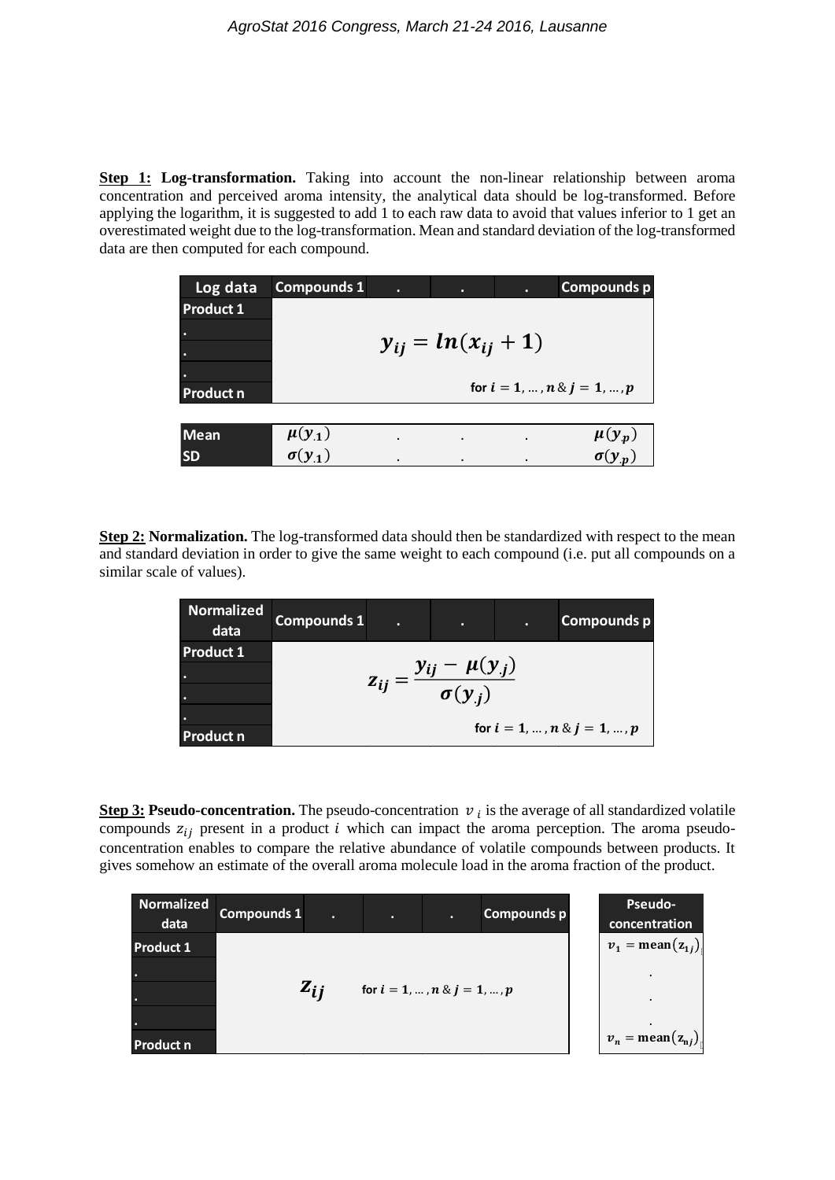**<u>Step 1:</u> Log-transformation.** Taking into account the non-linear relationship between aroma concentration and perceived aroma intensity, the analytical data should be log-transformed. Before applying the logarithm, it is suggested to add 1 to each raw data to avoid that values inferior to 1 get an overestimated weight due to the log-transformation. Mean and standard deviation of the log-transformed data are then computed for each compound.

| Log data | Compounds 1 | . | . | . | Compounds p |
|---|---|---|---|---|---|
| Product 1 | | | | | |
| . | | | $y_{ij} = ln(x_{ij} + 1)$ | | |
| . | | | | | |
| . | | | | | |
| Product n | | | | | for $i = 1, \dots, n$ & $j = 1, \dots, p$ |
| **Mean** | $\mu(y_{.1})$ | . | . | . | $\mu(y_{.p})$ |
| **SD** | $\sigma(y_{.1})$ | . | . | . | $\sigma(y_{.p})$ |

**<u>Step 2:</u> Normalization.** The log-transformed data should then be standardized with respect to the mean and standard deviation in order to give the same weight to each compound (i.e. put all compounds on a similar scale of values).

| Normalized data | Compounds 1 | . | . | . | Compounds p |
|---|---|---|---|---|---|
| Product 1 | | | | | |
| . | | | $z_{ij} = \dfrac{y_{ij} - \mu(y_{.j})}{\sigma(y_{.j})}$ | | |
| . | | | | | |
| . | | | | | |
| Product n | | | | | for $i = 1, \dots, n$ & $j = 1, \dots, p$ |

**<u>Step 3:</u> Pseudo-concentration.** The pseudo-concentration $v_i$ is the average of all standardized volatile compounds $z_{ij}$ present in a product $i$ which can impact the aroma perception. The aroma pseudo-concentration enables to compare the relative abundance of volatile compounds between products. It gives somehow an estimate of the overall aroma molecule load in the aroma fraction of the product.

| Normalized data | Compounds 1 | . | . | . | Compounds p | Pseudo-concentration |
|---|---|---|---|---|---|---|
| Product 1 | | | | | | $v_1 = \mathrm{mean}(z_{1j})$ |
| . | | | | | | . |
| . | $z_{ij}$ | | for $i = 1, \dots, n$ & $j = 1, \dots, p$ | | | . |
| . | | | | | | . |
| Product n | | | | | | $v_n = \mathrm{mean}(z_{nj})$ |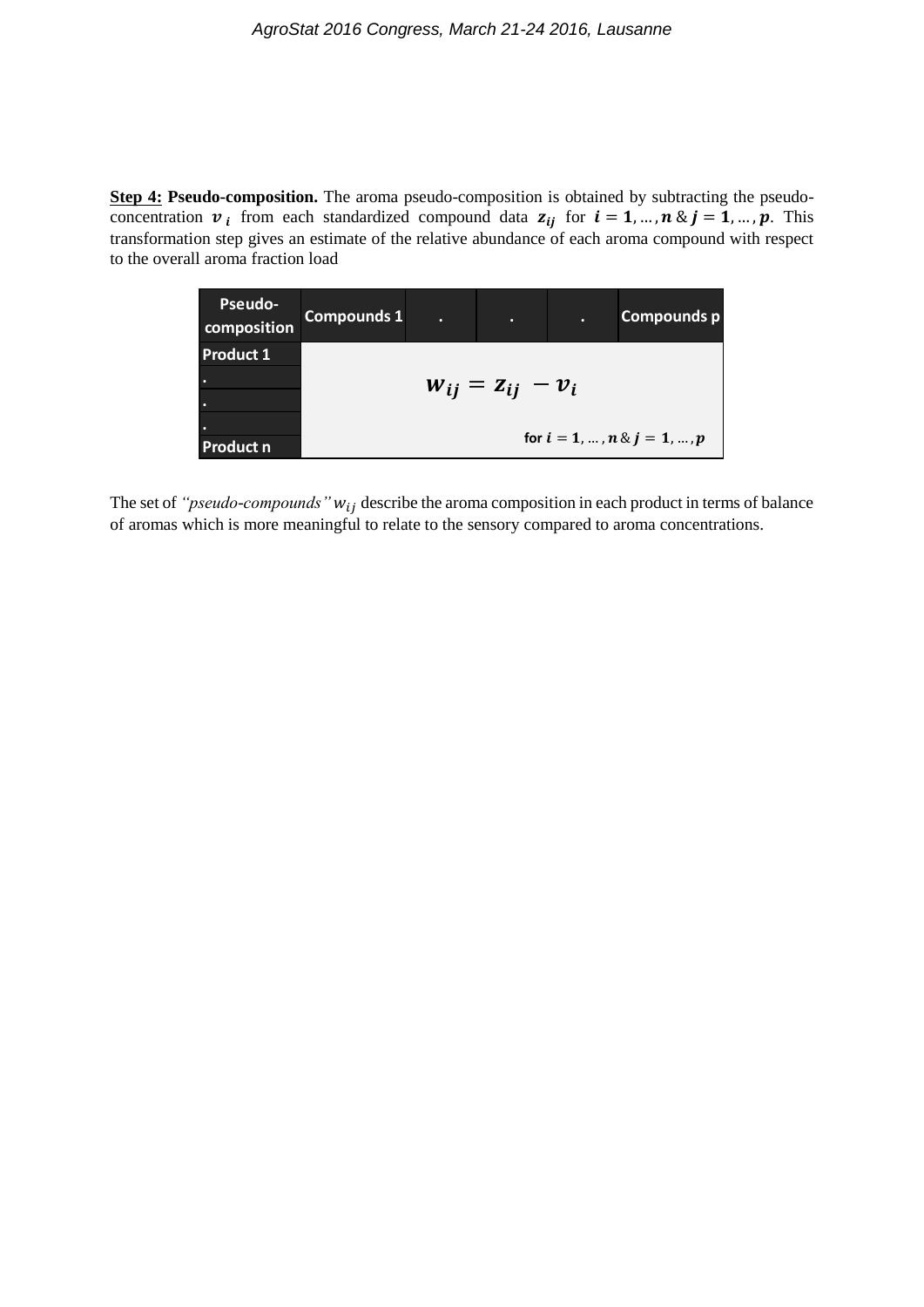**Step 4:** **Pseudo-composition.** The aroma pseudo-composition is obtained by subtracting the pseudo-concentration $\boldsymbol{v}_i$ from each standardized compound data $\boldsymbol{z}_{ij}$ for $\boldsymbol{i} = \mathbf{1}, \ldots, \boldsymbol{n}$ & $\boldsymbol{j} = \mathbf{1}, \ldots, \boldsymbol{p}$. This transformation step gives an estimate of the relative abundance of each aroma compound with respect to the overall aroma fraction load

| Pseudo-composition | Compounds 1 | . | . | . | Compounds p |
|---|---|---|---|---|---|
| Product 1 | | | | | |
| . | | $\boldsymbol{w}_{ij} = \boldsymbol{z}_{ij} - \boldsymbol{v}_i$ | | | |
| . | | | | | |
| . | | | | | |
| Product n | | | for $\boldsymbol{i} = \mathbf{1}, \ldots, \boldsymbol{n}$ & $\boldsymbol{j} = \mathbf{1}, \ldots, \boldsymbol{p}$ | | |

The set of *"pseudo-compounds"* $w_{ij}$ describe the aroma composition in each product in terms of balance of aromas which is more meaningful to relate to the sensory compared to aroma concentrations.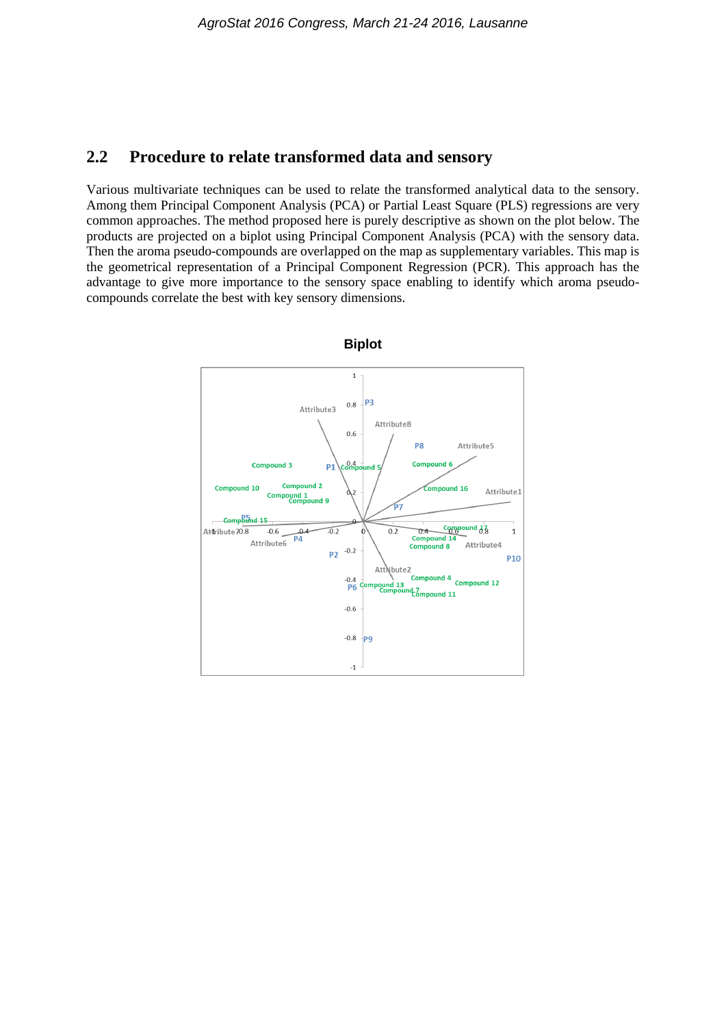## 2.2 Procedure to relate transformed data and sensory

Various multivariate techniques can be used to relate the transformed analytical data to the sensory. Among them Principal Component Analysis (PCA) or Partial Least Square (PLS) regressions are very common approaches. The method proposed here is purely descriptive as shown on the plot below. The products are projected on a biplot using Principal Component Analysis (PCA) with the sensory data. Then the aroma pseudo-compounds are overlapped on the map as supplementary variables. This map is the geometrical representation of a Principal Component Regression (PCR). This approach has the advantage to give more importance to the sensory space enabling to identify which aroma pseudo-compounds correlate the best with key sensory dimensions.

**Biplot**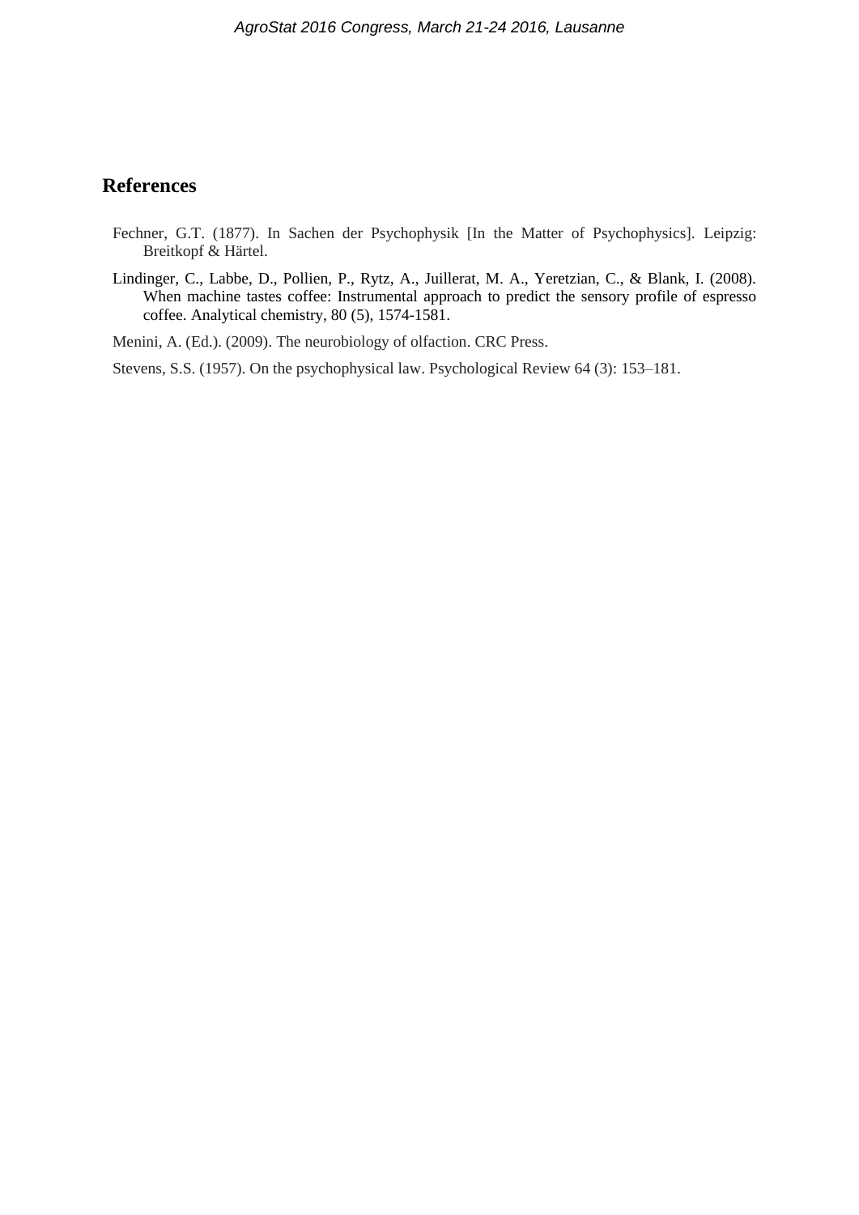## References

Fechner, G.T. (1877). In Sachen der Psychophysik [In the Matter of Psychophysics]. Leipzig: Breitkopf & Härtel.

Lindinger, C., Labbe, D., Pollien, P., Rytz, A., Juillerat, M. A., Yeretzian, C., & Blank, I. (2008). When machine tastes coffee: Instrumental approach to predict the sensory profile of espresso coffee. Analytical chemistry, 80 (5), 1574-1581.

Menini, A. (Ed.). (2009). The neurobiology of olfaction. CRC Press.

Stevens, S.S. (1957). On the psychophysical law. Psychological Review 64 (3): 153–181.